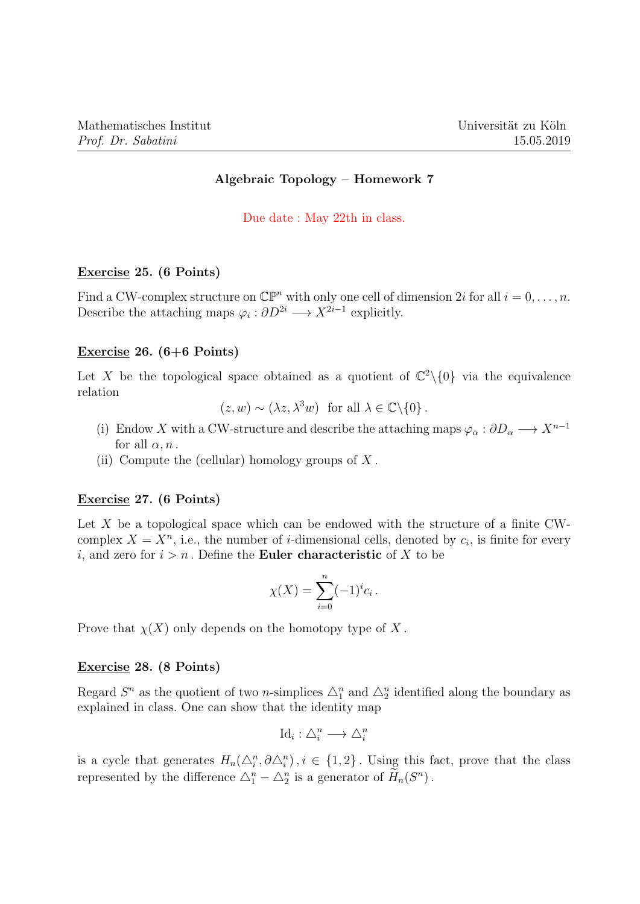Mathematisches Institut
*Prof. Dr. Sabatini*

Universität zu Köln
15.05.2019

## Algebraic Topology – Homework 7

Due date : May 22th in class.

### Exercise 25. (6 Points)

Find a CW-complex structure on $\mathbb{CP}^n$ with only one cell of dimension $2i$ for all $i = 0, \dots, n$. Describe the attaching maps $\varphi_i : \partial D^{2i} \longrightarrow X^{2i-1}$ explicitly.

### Exercise 26. (6+6 Points)

Let $X$ be the topological space obtained as a quotient of $\mathbb{C}^2 \backslash \{0\}$ via the equivalence relation

$$(z, w) \sim (\lambda z, \lambda^3 w) \quad \text{for all } \lambda \in \mathbb{C} \backslash \{0\} .$$

(i) Endow $X$ with a CW-structure and describe the attaching maps $\varphi_\alpha : \partial D_\alpha \longrightarrow X^{n-1}$ for all $\alpha, n$.

(ii) Compute the (cellular) homology groups of $X$.

### Exercise 27. (6 Points)

Let $X$ be a topological space which can be endowed with the structure of a finite CW-complex $X = X^n$, i.e., the number of $i$-dimensional cells, denoted by $c_i$, is finite for every $i$, and zero for $i > n$. Define the **Euler characteristic** of $X$ to be

$$\chi(X) = \sum_{i=0}^{n} (-1)^i c_i .$$

Prove that $\chi(X)$ only depends on the homotopy type of $X$.

### Exercise 28. (8 Points)

Regard $S^n$ as the quotient of two $n$-simplices $\triangle_1^n$ and $\triangle_2^n$ identified along the boundary as explained in class. One can show that the identity map

$$\mathrm{Id}_i : \triangle_i^n \longrightarrow \triangle_i^n$$

is a cycle that generates $H_n(\triangle_i^n, \partial \triangle_i^n)$, $i \in \{1, 2\}$. Using this fact, prove that the class represented by the difference $\triangle_1^n - \triangle_2^n$ is a generator of $\widetilde{H}_n(S^n)$.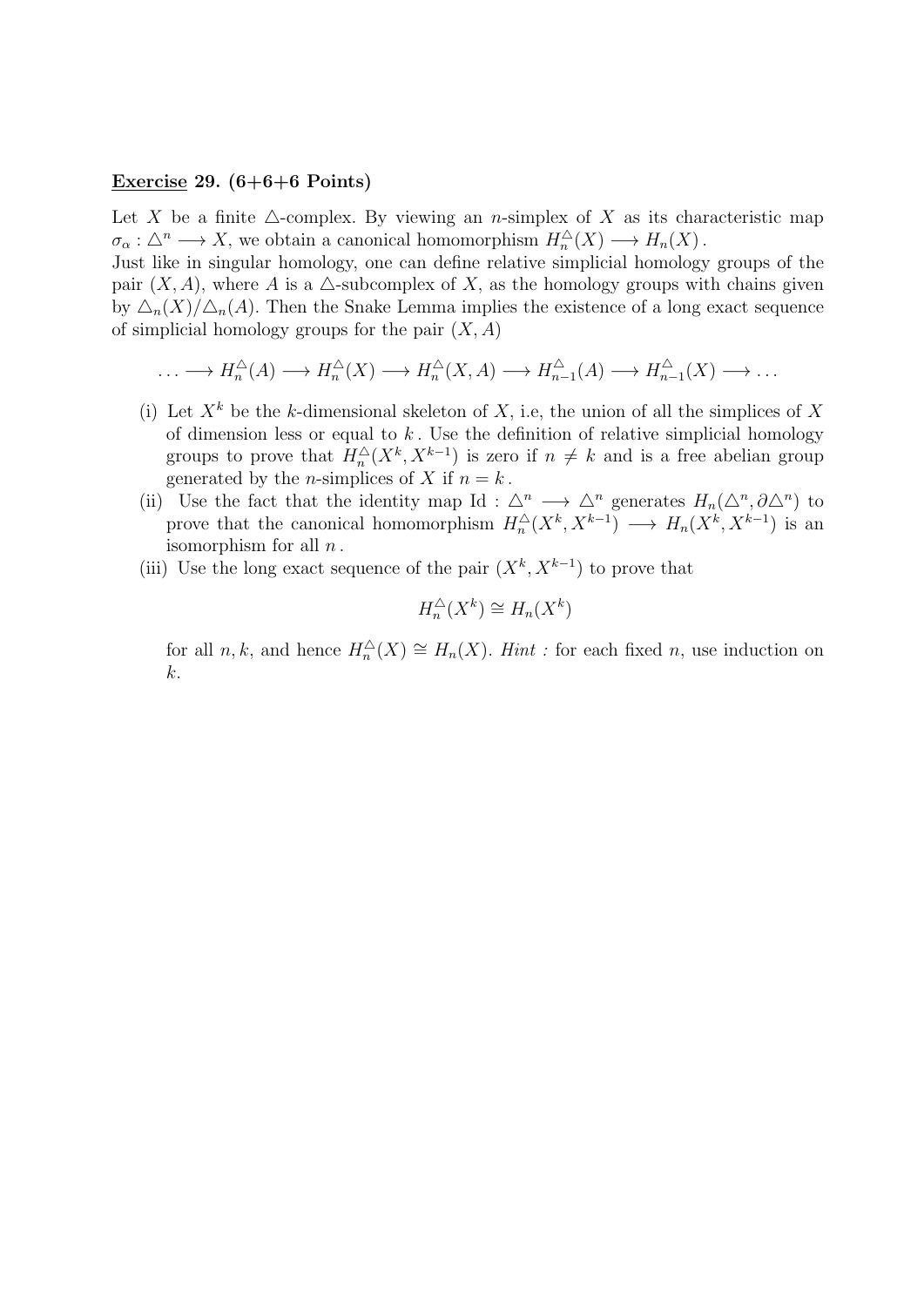**Exercise 29. (6+6+6 Points)**

Let $X$ be a finite $\triangle$-complex. By viewing an $n$-simplex of $X$ as its characteristic map $\sigma_\alpha : \triangle^n \longrightarrow X$, we obtain a canonical homomorphism $H_n^\triangle(X) \longrightarrow H_n(X)$.
Just like in singular homology, one can define relative simplicial homology groups of the pair $(X, A)$, where $A$ is a $\triangle$-subcomplex of $X$, as the homology groups with chains given by $\triangle_n(X)/\triangle_n(A)$. Then the Snake Lemma implies the existence of a long exact sequence of simplicial homology groups for the pair $(X, A)$

$$\ldots \longrightarrow H_n^\triangle(A) \longrightarrow H_n^\triangle(X) \longrightarrow H_n^\triangle(X, A) \longrightarrow H_{n-1}^\triangle(A) \longrightarrow H_{n-1}^\triangle(X) \longrightarrow \ldots$$

(i) Let $X^k$ be the $k$-dimensional skeleton of $X$, i.e, the union of all the simplices of $X$ of dimension less or equal to $k$. Use the definition of relative simplicial homology groups to prove that $H_n^\triangle(X^k, X^{k-1})$ is zero if $n \neq k$ and is a free abelian group generated by the $n$-simplices of $X$ if $n = k$.

(ii) Use the fact that the identity map $\mathrm{Id} : \triangle^n \longrightarrow \triangle^n$ generates $H_n(\triangle^n, \partial\triangle^n)$ to prove that the canonical homomorphism $H_n^\triangle(X^k, X^{k-1}) \longrightarrow H_n(X^k, X^{k-1})$ is an isomorphism for all $n$.

(iii) Use the long exact sequence of the pair $(X^k, X^{k-1})$ to prove that

$$H_n^\triangle(X^k) \cong H_n(X^k)$$

for all $n, k$, and hence $H_n^\triangle(X) \cong H_n(X)$. *Hint :* for each fixed $n$, use induction on $k$.